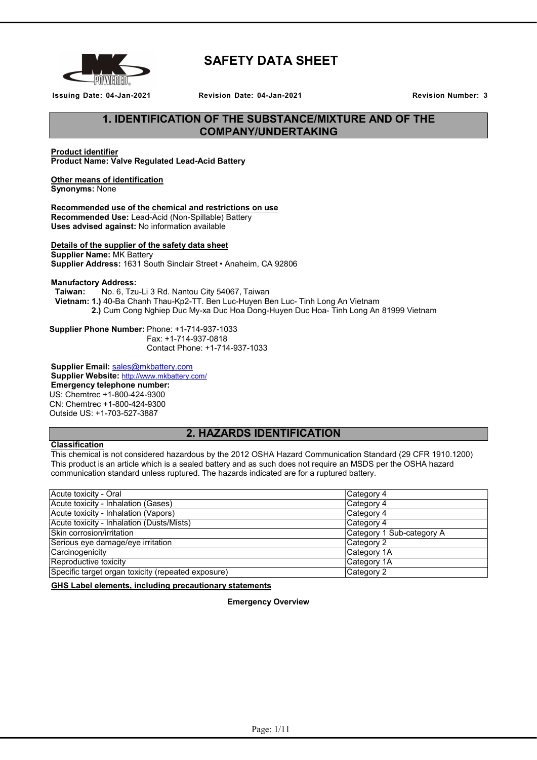# SAFETY DATA SHEET

**Issuing Date: 04-Jan-2021** **Revision Date: 04-Jan-2021** **Revision Number: 3**

## 1. IDENTIFICATION OF THE SUBSTANCE/MIXTURE AND OF THE COMPANY/UNDERTAKING

**Product identifier**
**Product Name: Valve Regulated Lead-Acid Battery**

**Other means of identification**
**Synonyms:** None

**Recommended use of the chemical and restrictions on use**
**Recommended Use:** Lead-Acid (Non-Spillable) Battery
**Uses advised against:** No information available

**Details of the supplier of the safety data sheet**
**Supplier Name:** MK Battery
**Supplier Address:** 1631 South Sinclair Street • Anaheim, CA 92806

**Manufactory Address:**
**Taiwan:** No. 6, Tzu-Li 3 Rd. Nantou City 54067, Taiwan
**Vietnam: 1.)** 40-Ba Chanh Thau-Kp2-TT. Ben Luc-Huyen Ben Luc- Tinh Long An Vietnam
**2.)** Cum Cong Nghiep Duc My-xa Duc Hoa Dong-Huyen Duc Hoa- Tinh Long An 81999 Vietnam

**Supplier Phone Number:** Phone: +1-714-937-1033
Fax: +1-714-937-0818
Contact Phone: +1-714-937-1033

**Supplier Email:** sales@mkbattery.com
**Supplier Website:** http://www.mkbattery.com/
**Emergency telephone number:**
US: Chemtrec +1-800-424-9300
CN: Chemtrec +1-800-424-9300
Outside US: +1-703-527-3887

## 2. HAZARDS IDENTIFICATION

**Classification**
This chemical is not considered hazardous by the 2012 OSHA Hazard Communication Standard (29 CFR 1910.1200)
This product is an article which is a sealed battery and as such does not require an MSDS per the OSHA hazard communication standard unless ruptured. The hazards indicated are for a ruptured battery.

| | |
|---|---|
| Acute toxicity - Oral | Category 4 |
| Acute toxicity - Inhalation (Gases) | Category 4 |
| Acute toxicity - Inhalation (Vapors) | Category 4 |
| Acute toxicity - Inhalation (Dusts/Mists) | Category 4 |
| Skin corrosion/irritation | Category 1 Sub-category A |
| Serious eye damage/eye irritation | Category 2 |
| Carcinogenicity | Category 1A |
| Reproductive toxicity | Category 1A |
| Specific target organ toxicity (repeated exposure) | Category 2 |

**GHS Label elements, including precautionary statements**

**Emergency Overview**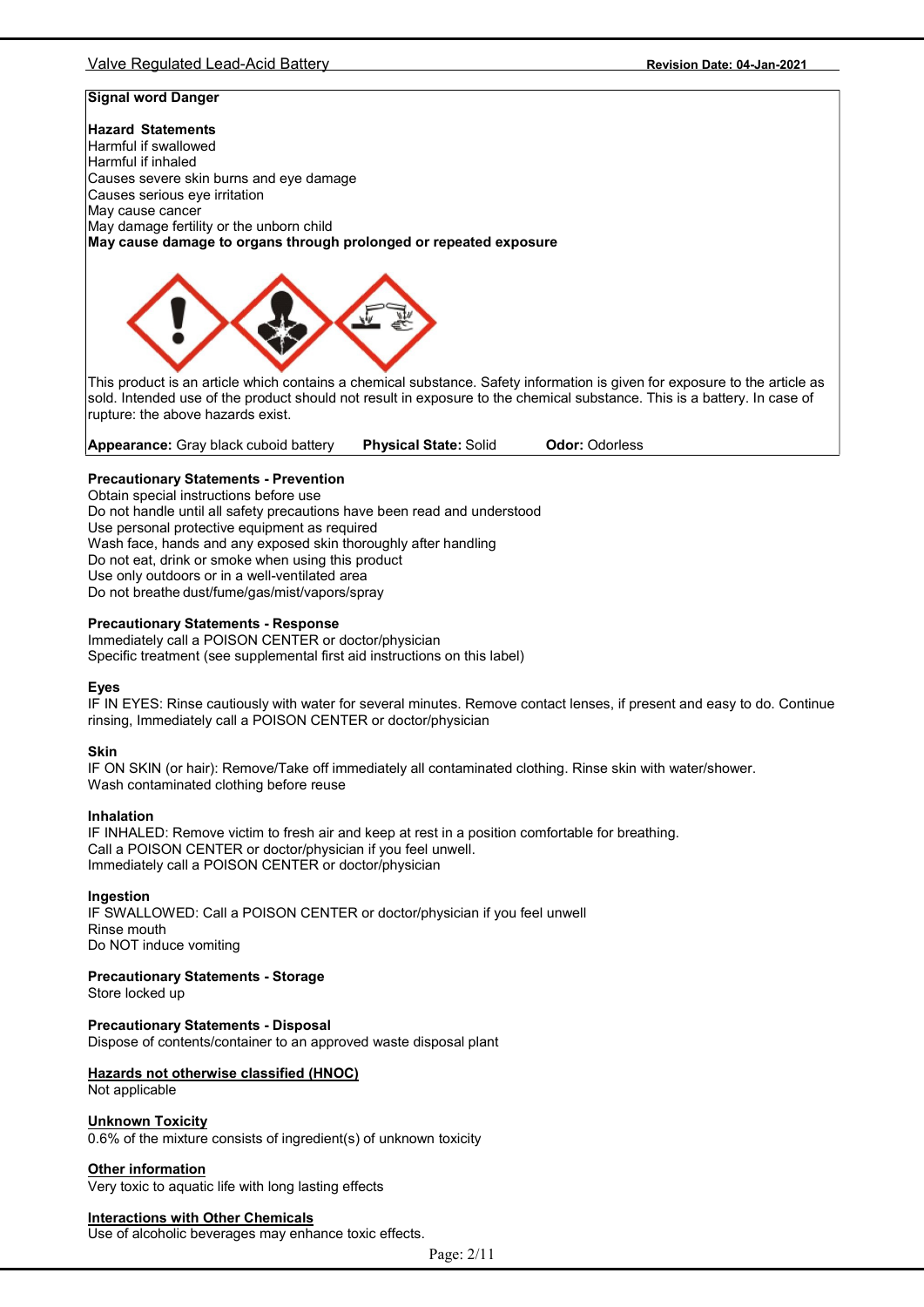**Signal word Danger**

**Hazard Statements**

Harmful if swallowed
Harmful if inhaled
Causes severe skin burns and eye damage
Causes serious eye irritation
May cause cancer
May damage fertility or the unborn child
**May cause damage to organs through prolonged or repeated exposure**

This product is an article which contains a chemical substance. Safety information is given for exposure to the article as sold. Intended use of the product should not result in exposure to the chemical substance. This is a battery. In case of rupture: the above hazards exist.

**Appearance:** Gray black cuboid battery **Physical State:** Solid **Odor:** Odorless

**Precautionary Statements - Prevention**

Obtain special instructions before use
Do not handle until all safety precautions have been read and understood
Use personal protective equipment as required
Wash face, hands and any exposed skin thoroughly after handling
Do not eat, drink or smoke when using this product
Use only outdoors or in a well-ventilated area
Do not breathe dust/fume/gas/mist/vapors/spray

**Precautionary Statements - Response**

Immediately call a POISON CENTER or doctor/physician
Specific treatment (see supplemental first aid instructions on this label)

**Eyes**

IF IN EYES: Rinse cautiously with water for several minutes. Remove contact lenses, if present and easy to do. Continue rinsing, Immediately call a POISON CENTER or doctor/physician

**Skin**

IF ON SKIN (or hair): Remove/Take off immediately all contaminated clothing. Rinse skin with water/shower.
Wash contaminated clothing before reuse

**Inhalation**

IF INHALED: Remove victim to fresh air and keep at rest in a position comfortable for breathing.
Call a POISON CENTER or doctor/physician if you feel unwell.
Immediately call a POISON CENTER or doctor/physician

**Ingestion**

IF SWALLOWED: Call a POISON CENTER or doctor/physician if you feel unwell
Rinse mouth
Do NOT induce vomiting

**Precautionary Statements - Storage**

Store locked up

**Precautionary Statements - Disposal**

Dispose of contents/container to an approved waste disposal plant

**Hazards not otherwise classified (HNOC)**

Not applicable

**Unknown Toxicity**

0.6% of the mixture consists of ingredient(s) of unknown toxicity

**Other information**

Very toxic to aquatic life with long lasting effects

**Interactions with Other Chemicals**

Use of alcoholic beverages may enhance toxic effects.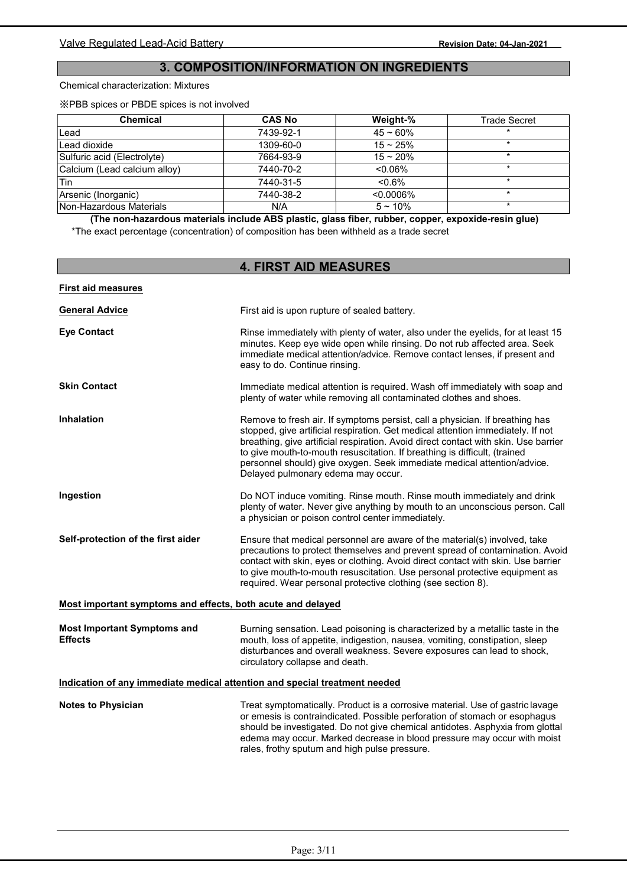## 3. COMPOSITION/INFORMATION ON INGREDIENTS

Chemical characterization: Mixtures

※PBB spices or PBDE spices is not involved

| Chemical | CAS No | Weight-% | Trade Secret |
|---|---|---|---|
| Lead | 7439-92-1 | 45 ~ 60% | * |
| Lead dioxide | 1309-60-0 | 15 ~ 25% | * |
| Sulfuric acid (Electrolyte) | 7664-93-9 | 15 ~ 20% | * |
| Calcium (Lead calcium alloy) | 7440-70-2 | <0.06% | * |
| Tin | 7440-31-5 | <0.6% | * |
| Arsenic (Inorganic) | 7440-38-2 | <0.0006% | * |
| Non-Hazardous Materials | N/A | 5 ~ 10% | * |

**(The non-hazardous materials include ABS plastic, glass fiber, rubber, copper, expoxide-resin glue)**

*The exact percentage (concentration) of composition has been withheld as a trade secret

## 4. FIRST AID MEASURES

**First aid measures**

**General Advice**
First aid is upon rupture of sealed battery.

**Eye Contact**
Rinse immediately with plenty of water, also under the eyelids, for at least 15 minutes. Keep eye wide open while rinsing. Do not rub affected area. Seek immediate medical attention/advice. Remove contact lenses, if present and easy to do. Continue rinsing.

**Skin Contact**
Immediate medical attention is required. Wash off immediately with soap and plenty of water while removing all contaminated clothes and shoes.

**Inhalation**
Remove to fresh air. If symptoms persist, call a physician. If breathing has stopped, give artificial respiration. Get medical attention immediately. If not breathing, give artificial respiration. Avoid direct contact with skin. Use barrier to give mouth-to-mouth resuscitation. If breathing is difficult, (trained personnel should) give oxygen. Seek immediate medical attention/advice. Delayed pulmonary edema may occur.

**Ingestion**
Do NOT induce vomiting. Rinse mouth. Rinse mouth immediately and drink plenty of water. Never give anything by mouth to an unconscious person. Call a physician or poison control center immediately.

**Self-protection of the first aider**
Ensure that medical personnel are aware of the material(s) involved, take precautions to protect themselves and prevent spread of contamination. Avoid contact with skin, eyes or clothing. Avoid direct contact with skin. Use barrier to give mouth-to-mouth resuscitation. Use personal protective equipment as required. Wear personal protective clothing (see section 8).

**Most important symptoms and effects, both acute and delayed**

**Most Important Symptoms and Effects**
Burning sensation. Lead poisoning is characterized by a metallic taste in the mouth, loss of appetite, indigestion, nausea, vomiting, constipation, sleep disturbances and overall weakness. Severe exposures can lead to shock, circulatory collapse and death.

**Indication of any immediate medical attention and special treatment needed**

**Notes to Physician**
Treat symptomatically. Product is a corrosive material. Use of gastric lavage or emesis is contraindicated. Possible perforation of stomach or esophagus should be investigated. Do not give chemical antidotes. Asphyxia from glottal edema may occur. Marked decrease in blood pressure may occur with moist rales, frothy sputum and high pulse pressure.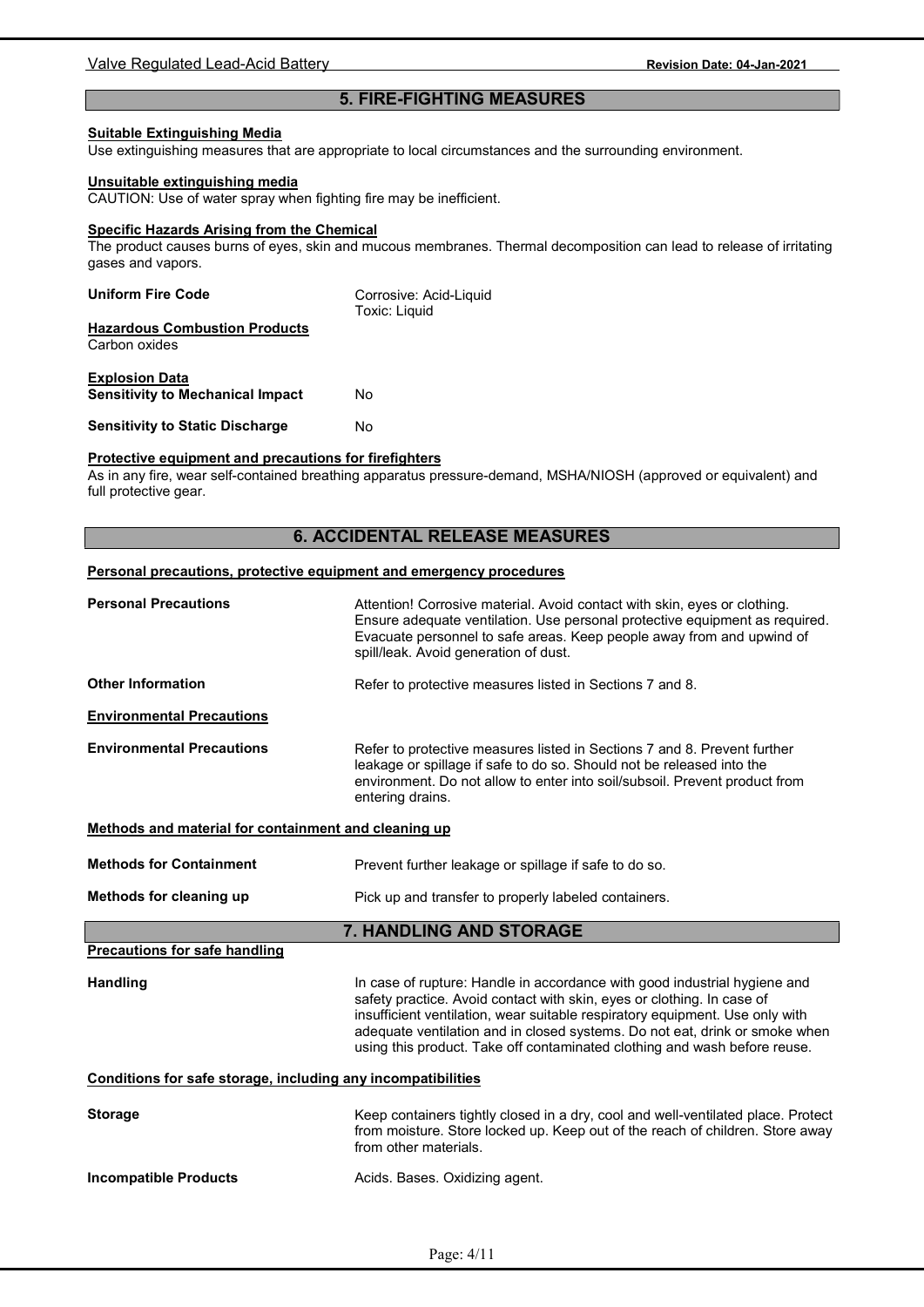## 5. FIRE-FIGHTING MEASURES

**Suitable Extinguishing Media**

Use extinguishing measures that are appropriate to local circumstances and the surrounding environment.

**Unsuitable extinguishing media**

CAUTION: Use of water spray when fighting fire may be inefficient.

**Specific Hazards Arising from the Chemical**

The product causes burns of eyes, skin and mucous membranes. Thermal decomposition can lead to release of irritating gases and vapors.

**Uniform Fire Code** Corrosive: Acid-Liquid
Toxic: Liquid

**Hazardous Combustion Products**

Carbon oxides

**Explosion Data**

**Sensitivity to Mechanical Impact** No

**Sensitivity to Static Discharge** No

**Protective equipment and precautions for firefighters**

As in any fire, wear self-contained breathing apparatus pressure-demand, MSHA/NIOSH (approved or equivalent) and full protective gear.

## 6. ACCIDENTAL RELEASE MEASURES

**Personal precautions, protective equipment and emergency procedures**

**Personal Precautions** Attention! Corrosive material. Avoid contact with skin, eyes or clothing. Ensure adequate ventilation. Use personal protective equipment as required. Evacuate personnel to safe areas. Keep people away from and upwind of spill/leak. Avoid generation of dust.

**Other Information** Refer to protective measures listed in Sections 7 and 8.

**Environmental Precautions**

**Environmental Precautions** Refer to protective measures listed in Sections 7 and 8. Prevent further leakage or spillage if safe to do so. Should not be released into the environment. Do not allow to enter into soil/subsoil. Prevent product from entering drains.

**Methods and material for containment and cleaning up**

**Methods for Containment** Prevent further leakage or spillage if safe to do so.

**Methods for cleaning up** Pick up and transfer to properly labeled containers.

## 7. HANDLING AND STORAGE

**Precautions for safe handling**

**Handling** In case of rupture: Handle in accordance with good industrial hygiene and safety practice. Avoid contact with skin, eyes or clothing. In case of insufficient ventilation, wear suitable respiratory equipment. Use only with adequate ventilation and in closed systems. Do not eat, drink or smoke when using this product. Take off contaminated clothing and wash before reuse.

**Conditions for safe storage, including any incompatibilities**

**Storage** Keep containers tightly closed in a dry, cool and well-ventilated place. Protect from moisture. Store locked up. Keep out of the reach of children. Store away from other materials.

**Incompatible Products** Acids. Bases. Oxidizing agent.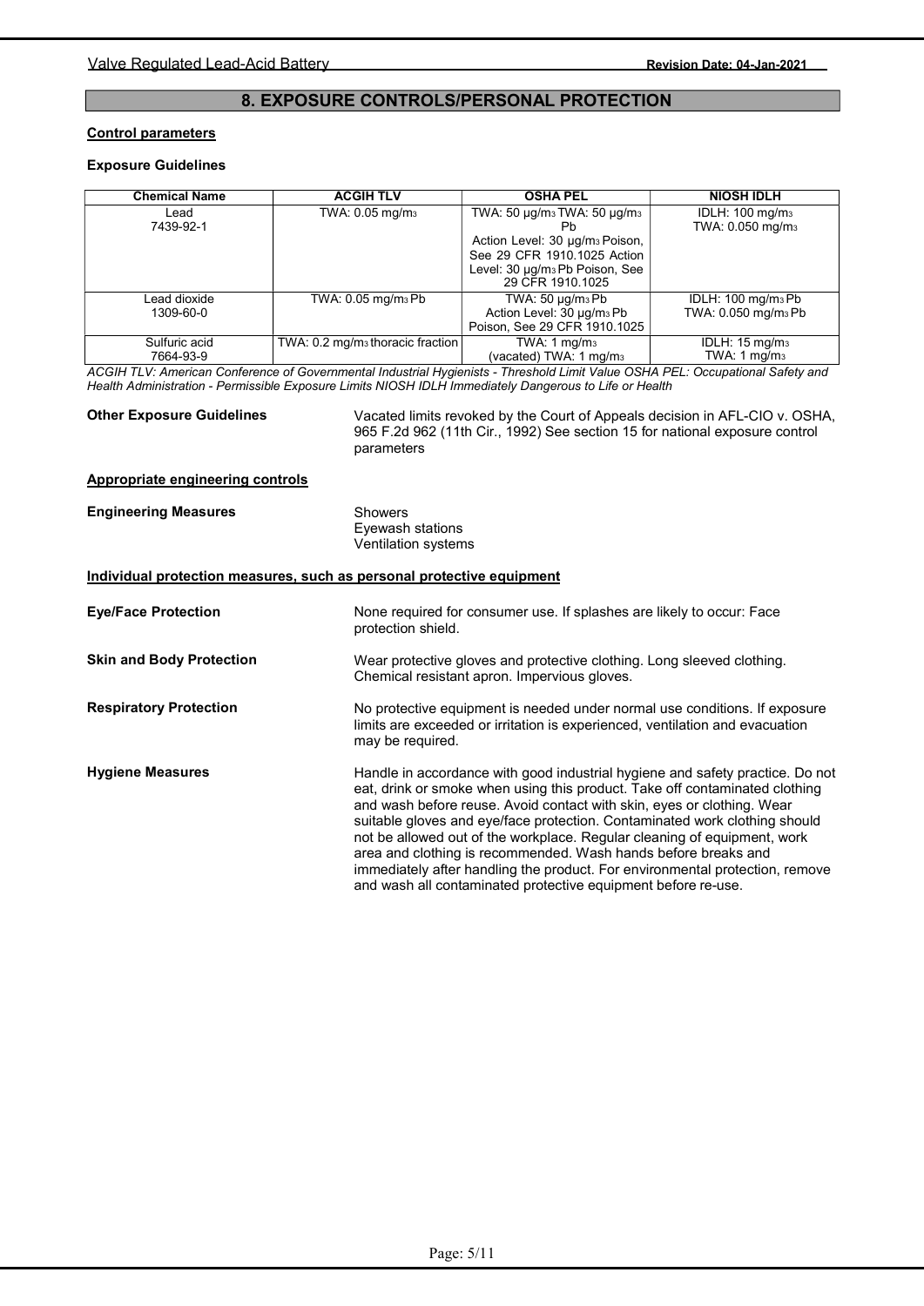## 8. EXPOSURE CONTROLS/PERSONAL PROTECTION

**Control parameters**

**Exposure Guidelines**

| Chemical Name | ACGIH TLV | OSHA PEL | NIOSH IDLH |
|---|---|---|---|
| Lead 7439-92-1 | TWA: 0.05 mg/m3 | TWA: 50 µg/m3 TWA: 50 µg/m3 Pb Action Level: 30 µg/m3 Poison, See 29 CFR 1910.1025 Action Level: 30 µg/m3 Pb Poison, See 29 CFR 1910.1025 | IDLH: 100 mg/m3 TWA: 0.050 mg/m3 |
| Lead dioxide 1309-60-0 | TWA: 0.05 mg/m3 Pb | TWA: 50 µg/m3 Pb Action Level: 30 µg/m3 Pb Poison, See 29 CFR 1910.1025 | IDLH: 100 mg/m3 Pb TWA: 0.050 mg/m3 Pb |
| Sulfuric acid 7664-93-9 | TWA: 0.2 mg/m3 thoracic fraction | TWA: 1 mg/m3 (vacated) TWA: 1 mg/m3 | IDLH: 15 mg/m3 TWA: 1 mg/m3 |

*ACGIH TLV: American Conference of Governmental Industrial Hygienists - Threshold Limit Value OSHA PEL: Occupational Safety and Health Administration - Permissible Exposure Limits NIOSH IDLH Immediately Dangerous to Life or Health*

**Other Exposure Guidelines** Vacated limits revoked by the Court of Appeals decision in AFL-CIO v. OSHA, 965 F.2d 962 (11th Cir., 1992) See section 15 for national exposure control parameters

**Appropriate engineering controls**

**Engineering Measures**
Showers
Eyewash stations
Ventilation systems

**Individual protection measures, such as personal protective equipment**

**Eye/Face Protection** None required for consumer use. If splashes are likely to occur: Face protection shield.

**Skin and Body Protection** Wear protective gloves and protective clothing. Long sleeved clothing. Chemical resistant apron. Impervious gloves.

**Respiratory Protection** No protective equipment is needed under normal use conditions. If exposure limits are exceeded or irritation is experienced, ventilation and evacuation may be required.

**Hygiene Measures** Handle in accordance with good industrial hygiene and safety practice. Do not eat, drink or smoke when using this product. Take off contaminated clothing and wash before reuse. Avoid contact with skin, eyes or clothing. Wear suitable gloves and eye/face protection. Contaminated work clothing should not be allowed out of the workplace. Regular cleaning of equipment, work area and clothing is recommended. Wash hands before breaks and immediately after handling the product. For environmental protection, remove and wash all contaminated protective equipment before re-use.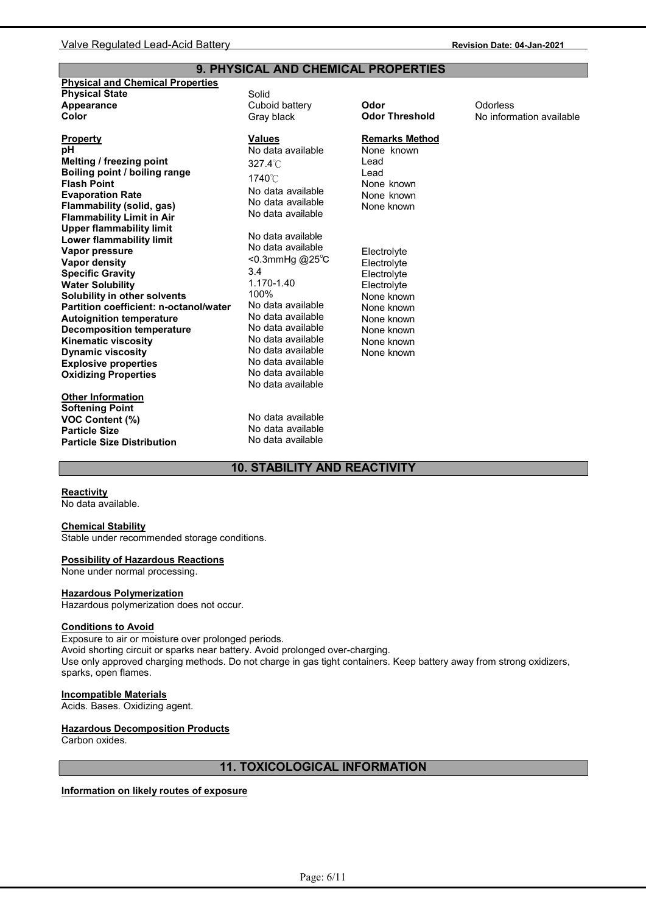## 9. PHYSICAL AND CHEMICAL PROPERTIES

**Physical and Chemical Properties**

| | | | |
|---|---|---|---|
| **Physical State** | Solid | | |
| **Appearance** | Cuboid battery | **Odor** | Odorless |
| **Color** | Gray black | **Odor Threshold** | No information available |

| **Property** | **Values** | **Remarks Method** |
|---|---|---|
| **pH** | No data available | None known |
| **Melting / freezing point** | 327.4℃ | Lead |
| **Boiling point / boiling range** | 1740℃ | Lead |
| **Flash Point** | No data available | None known |
| **Evaporation Rate** | No data available | None known |
| **Flammability (solid, gas)** | No data available | None known |
| **Flammability Limit in Air** | | |
| **Upper flammability limit** | No data available | |
| **Lower flammability limit** | No data available | |
| **Vapor pressure** | <0.3mmHg @25℃ | Electrolyte |
| **Vapor density** | 3.4 | Electrolyte |
| **Specific Gravity** | 1.170-1.40 | Electrolyte |
| **Water Solubility** | 100% | Electrolyte |
| **Solubility in other solvents** | No data available | None known |
| **Partition coefficient: n-octanol/water** | No data available | None known |
| **Autoignition temperature** | No data available | None known |
| **Decomposition temperature** | No data available | None known |
| **Kinematic viscosity** | No data available | None known |
| **Dynamic viscosity** | No data available | None known |
| **Explosive properties** | No data available | |
| **Oxidizing Properties** | No data available | |

**Other Information**

| | |
|---|---|
| **Softening Point** | No data available |
| **VOC Content (%)** | No data available |
| **Particle Size** | No data available |
| **Particle Size Distribution** | |

## 10. STABILITY AND REACTIVITY

**Reactivity**
No data available.

**Chemical Stability**
Stable under recommended storage conditions.

**Possibility of Hazardous Reactions**
None under normal processing.

**Hazardous Polymerization**
Hazardous polymerization does not occur.

**Conditions to Avoid**
Exposure to air or moisture over prolonged periods.
Avoid shorting circuit or sparks near battery. Avoid prolonged over-charging.
Use only approved charging methods. Do not charge in gas tight containers. Keep battery away from strong oxidizers, sparks, open flames.

**Incompatible Materials**
Acids. Bases. Oxidizing agent.

**Hazardous Decomposition Products**
Carbon oxides.

## 11. TOXICOLOGICAL INFORMATION

**Information on likely routes of exposure**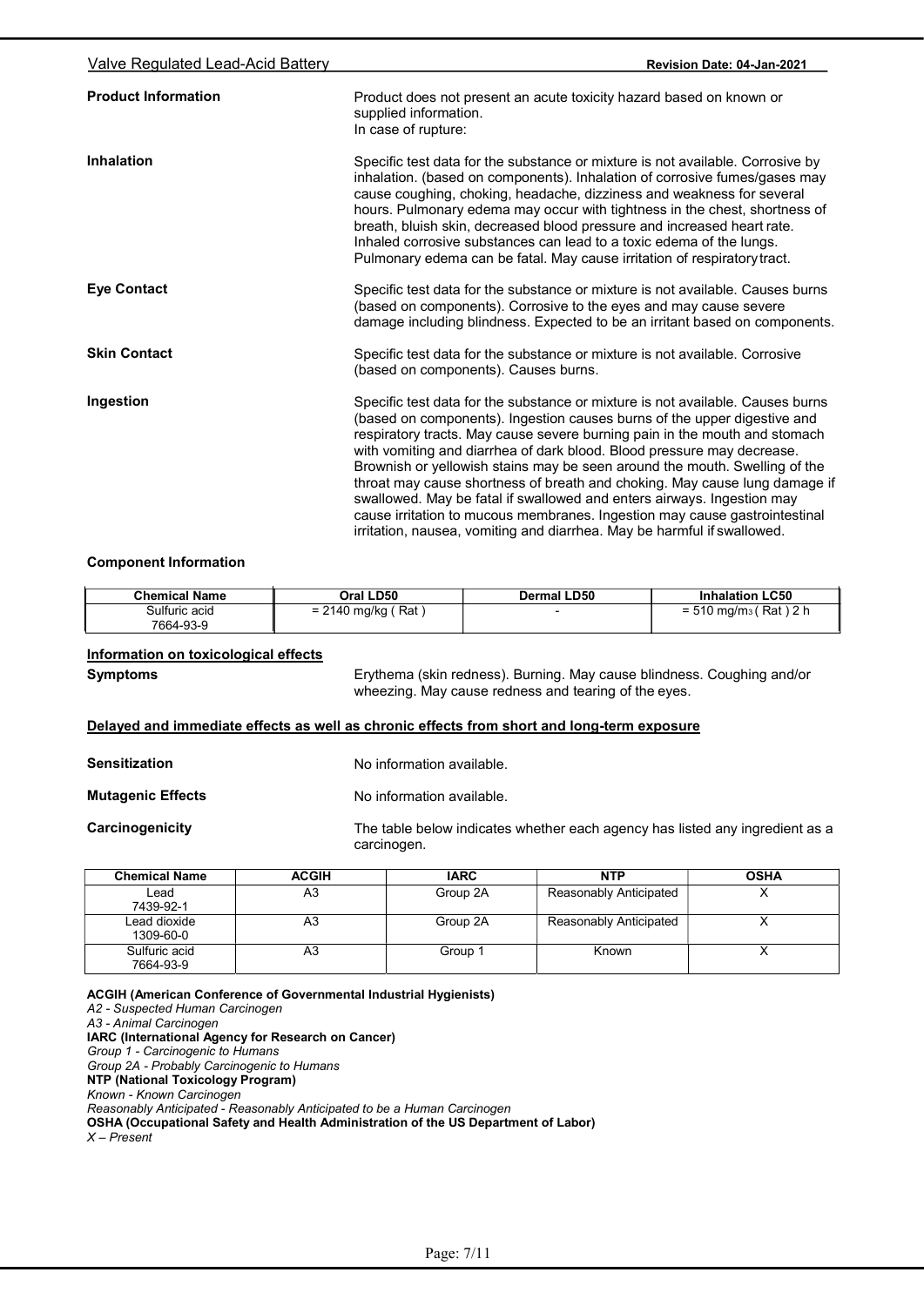**Product Information**

Product does not present an acute toxicity hazard based on known or supplied information.
In case of rupture:

**Inhalation**

Specific test data for the substance or mixture is not available. Corrosive by inhalation. (based on components). Inhalation of corrosive fumes/gases may cause coughing, choking, headache, dizziness and weakness for several hours. Pulmonary edema may occur with tightness in the chest, shortness of breath, bluish skin, decreased blood pressure and increased heart rate. Inhaled corrosive substances can lead to a toxic edema of the lungs. Pulmonary edema can be fatal. May cause irritation of respiratory tract.

**Eye Contact**

Specific test data for the substance or mixture is not available. Causes burns (based on components). Corrosive to the eyes and may cause severe damage including blindness. Expected to be an irritant based on components.

**Skin Contact**

Specific test data for the substance or mixture is not available. Corrosive (based on components). Causes burns.

**Ingestion**

Specific test data for the substance or mixture is not available. Causes burns (based on components). Ingestion causes burns of the upper digestive and respiratory tracts. May cause severe burning pain in the mouth and stomach with vomiting and diarrhea of dark blood. Blood pressure may decrease. Brownish or yellowish stains may be seen around the mouth. Swelling of the throat may cause shortness of breath and choking. May cause lung damage if swallowed. May be fatal if swallowed and enters airways. Ingestion may cause irritation to mucous membranes. Ingestion may cause gastrointestinal irritation, nausea, vomiting and diarrhea. May be harmful if swallowed.

**Component Information**

| Chemical Name | Oral LD50 | Dermal LD50 | Inhalation LC50 |
|---|---|---|---|
| Sulfuric acid 7664-93-9 | = 2140 mg/kg ( Rat ) | - | = 510 $mg/m^3$ ( Rat ) 2 h |

**Information on toxicological effects**

**Symptoms**

Erythema (skin redness). Burning. May cause blindness. Coughing and/or wheezing. May cause redness and tearing of the eyes.

**Delayed and immediate effects as well as chronic effects from short and long-term exposure**

**Sensitization**

No information available.

**Mutagenic Effects**

No information available.

**Carcinogenicity**

The table below indicates whether each agency has listed any ingredient as a carcinogen.

| Chemical Name | ACGIH | IARC | NTP | OSHA |
|---|---|---|---|---|
| Lead 7439-92-1 | A3 | Group 2A | Reasonably Anticipated | X |
| Lead dioxide 1309-60-0 | A3 | Group 2A | Reasonably Anticipated | X |
| Sulfuric acid 7664-93-9 | A3 | Group 1 | Known | X |

**ACGIH (American Conference of Governmental Industrial Hygienists)**
*A2 - Suspected Human Carcinogen*
*A3 - Animal Carcinogen*
**IARC (International Agency for Research on Cancer)**
*Group 1 - Carcinogenic to Humans*
*Group 2A - Probably Carcinogenic to Humans*
**NTP (National Toxicology Program)**
*Known - Known Carcinogen*
*Reasonably Anticipated - Reasonably Anticipated to be a Human Carcinogen*
**OSHA (Occupational Safety and Health Administration of the US Department of Labor)**
*X – Present*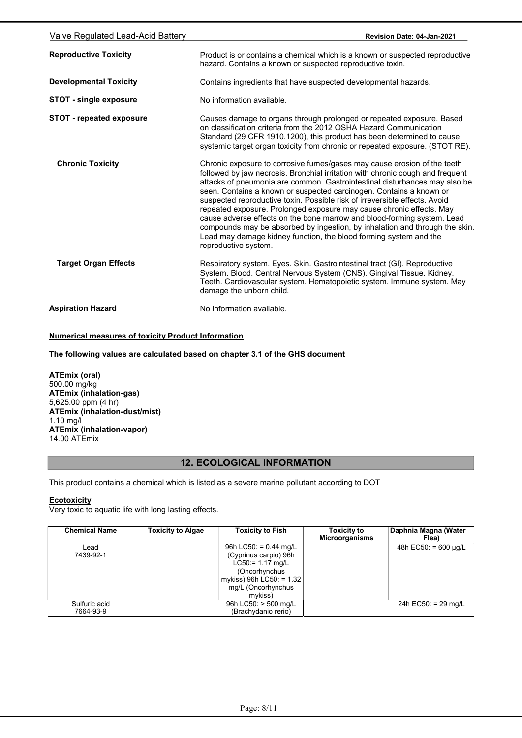**Reproductive Toxicity**

Product is or contains a chemical which is a known or suspected reproductive hazard. Contains a known or suspected reproductive toxin.

**Developmental Toxicity**

Contains ingredients that have suspected developmental hazards.

**STOT - single exposure**

No information available.

**STOT - repeated exposure**

Causes damage to organs through prolonged or repeated exposure. Based on classification criteria from the 2012 OSHA Hazard Communication Standard (29 CFR 1910.1200), this product has been determined to cause systemic target organ toxicity from chronic or repeated exposure. (STOT RE).

**Chronic Toxicity**

Chronic exposure to corrosive fumes/gases may cause erosion of the teeth followed by jaw necrosis. Bronchial irritation with chronic cough and frequent attacks of pneumonia are common. Gastrointestinal disturbances may also be seen. Contains a known or suspected carcinogen. Contains a known or suspected reproductive toxin. Possible risk of irreversible effects. Avoid repeated exposure. Prolonged exposure may cause chronic effects. May cause adverse effects on the bone marrow and blood-forming system. Lead compounds may be absorbed by ingestion, by inhalation and through the skin. Lead may damage kidney function, the blood forming system and the reproductive system.

**Target Organ Effects**

Respiratory system. Eyes. Skin. Gastrointestinal tract (GI). Reproductive System. Blood. Central Nervous System (CNS). Gingival Tissue. Kidney. Teeth. Cardiovascular system. Hematopoietic system. Immune system. May damage the unborn child.

**Aspiration Hazard**

No information available.

**Numerical measures of toxicity Product Information**

**The following values are calculated based on chapter 3.1 of the GHS document**

**ATEmix (oral)**
500.00 mg/kg
**ATEmix (inhalation-gas)**
5,625.00 ppm (4 hr)
**ATEmix (inhalation-dust/mist)**
1.10 mg/l
**ATEmix (inhalation-vapor)**
14.00 ATEmix

## 12. ECOLOGICAL INFORMATION

This product contains a chemical which is listed as a severe marine pollutant according to DOT

**Ecotoxicity**
Very toxic to aquatic life with long lasting effects.

| Chemical Name | Toxicity to Algae | Toxicity to Fish | Toxicity to Microorganisms | Daphnia Magna (Water Flea) |
|---|---|---|---|---|
| Lead 7439-92-1 | | 96h LC50: = 0.44 mg/L (Cyprinus carpio) 96h LC50:= 1.17 mg/L (Oncorhynchus mykiss) 96h LC50: = 1.32 mg/L (Oncorhynchus mykiss) | | 48h EC50: = 600 µg/L |
| Sulfuric acid 7664-93-9 | | 96h LC50: > 500 mg/L (Brachydanio rerio) | | 24h EC50: = 29 mg/L |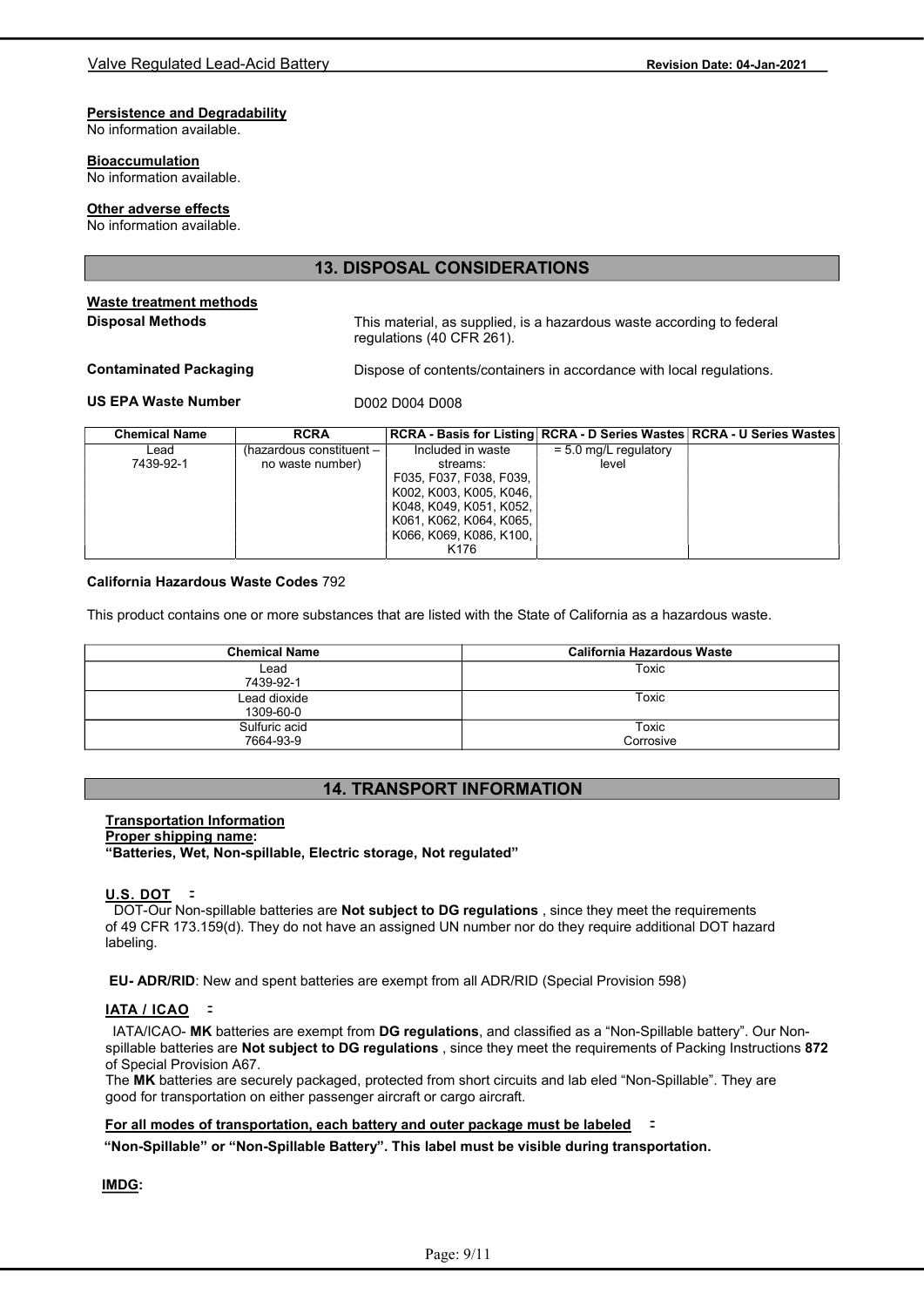**Persistence and Degradability**
No information available.

**Bioaccumulation**
No information available.

**Other adverse effects**
No information available.

## 13. DISPOSAL CONSIDERATIONS

**Waste treatment methods**

**Disposal Methods** This material, as supplied, is a hazardous waste according to federal regulations (40 CFR 261).

**Contaminated Packaging** Dispose of contents/containers in accordance with local regulations.

**US EPA Waste Number** D002 D004 D008

| Chemical Name | RCRA | RCRA - Basis for Listing | RCRA - D Series Wastes | RCRA - U Series Wastes |
|---|---|---|---|---|
| Lead<br>7439-92-1 | (hazardous constituent – no waste number) | Included in waste streams: F035, F037, F038, F039, K002, K003, K005, K046, K048, K049, K051, K052, K061, K062, K064, K065, K066, K069, K086, K100, K176 | = 5.0 mg/L regulatory level | |

**California Hazardous Waste Codes** 792

This product contains one or more substances that are listed with the State of California as a hazardous waste.

| Chemical Name | California Hazardous Waste |
|---|---|
| Lead<br>7439-92-1 | Toxic |
| Lead dioxide<br>1309-60-0 | Toxic |
| Sulfuric acid<br>7664-93-9 | Toxic<br>Corrosive |

## 14. TRANSPORT INFORMATION

**Transportation Information**
**Proper shipping name:**
**"Batteries, Wet, Non-spillable, Electric storage, Not regulated"**

**U.S. DOT** :
DOT-Our Non-spillable batteries are **Not subject to DG regulations** , since they meet the requirements of 49 CFR 173.159(d). They do not have an assigned UN number nor do they require additional DOT hazard labeling.

**EU- ADR/RID**: New and spent batteries are exempt from all ADR/RID (Special Provision 598)

**IATA / ICAO** :
IATA/ICAO- **MK** batteries are exempt from **DG regulations**, and classified as a "Non-Spillable battery". Our Non-spillable batteries are **Not subject to DG regulations** , since they meet the requirements of Packing Instructions **872** of Special Provision A67.
The **MK** batteries are securely packaged, protected from short circuits and lab eled "Non-Spillable". They are good for transportation on either passenger aircraft or cargo aircraft.

**For all modes of transportation, each battery and outer package must be labeled** :
**"Non-Spillable" or "Non-Spillable Battery". This label must be visible during transportation.**

**IMDG:**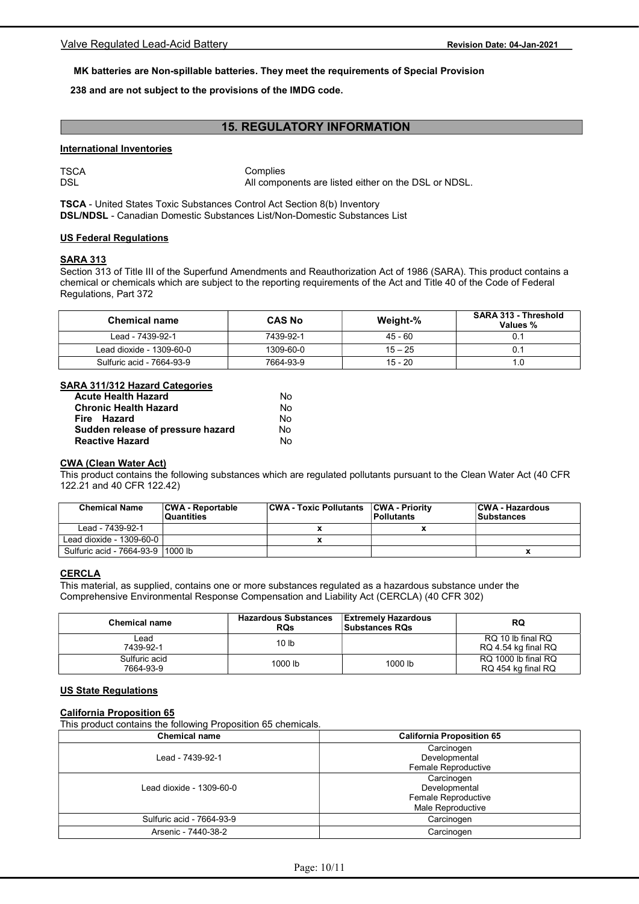**MK batteries are Non-spillable batteries. They meet the requirements of Special Provision 238 and are not subject to the provisions of the IMDG code.**

## 15. REGULATORY INFORMATION

### International Inventories

| | |
|---|---|
| TSCA | Complies |
| DSL | All components are listed either on the DSL or NDSL. |

**TSCA** - United States Toxic Substances Control Act Section 8(b) Inventory
**DSL/NDSL** - Canadian Domestic Substances List/Non-Domestic Substances List

### US Federal Regulations

#### SARA 313

Section 313 of Title III of the Superfund Amendments and Reauthorization Act of 1986 (SARA). This product contains a chemical or chemicals which are subject to the reporting requirements of the Act and Title 40 of the Code of Federal Regulations, Part 372

| Chemical name | CAS No | Weight-% | SARA 313 - Threshold Values % |
|---|---|---|---|
| Lead - 7439-92-1 | 7439-92-1 | 45 - 60 | 0.1 |
| Lead dioxide - 1309-60-0 | 1309-60-0 | 15 – 25 | 0.1 |
| Sulfuric acid - 7664-93-9 | 7664-93-9 | 15 - 20 | 1.0 |

#### SARA 311/312 Hazard Categories

| | |
|---|---|
| **Acute Health Hazard** | No |
| **Chronic Health Hazard** | No |
| **Fire Hazard** | No |
| **Sudden release of pressure hazard** | No |
| **Reactive Hazard** | No |

#### CWA (Clean Water Act)

This product contains the following substances which are regulated pollutants pursuant to the Clean Water Act (40 CFR 122.21 and 40 CFR 122.42)

| Chemical Name | CWA - Reportable Quantities | CWA - Toxic Pollutants | CWA - Priority Pollutants | CWA - Hazardous Substances |
|---|---|---|---|---|
| Lead - 7439-92-1 | | x | x | |
| Lead dioxide - 1309-60-0 | | x | | |
| Sulfuric acid - 7664-93-9 | 1000 lb | | | x |

#### CERCLA

This material, as supplied, contains one or more substances regulated as a hazardous substance under the Comprehensive Environmental Response Compensation and Liability Act (CERCLA) (40 CFR 302)

| Chemical name | Hazardous Substances RQs | Extremely Hazardous Substances RQs | RQ |
|---|---|---|---|
| Lead 7439-92-1 | 10 lb | | RQ 10 lb final RQ RQ 4.54 kg final RQ |
| Sulfuric acid 7664-93-9 | 1000 lb | 1000 lb | RQ 1000 lb final RQ RQ 454 kg final RQ |

### US State Regulations

#### California Proposition 65

This product contains the following Proposition 65 chemicals.

| Chemical name | California Proposition 65 |
|---|---|
| Lead - 7439-92-1 | Carcinogen Developmental Female Reproductive |
| Lead dioxide - 1309-60-0 | Carcinogen Developmental Female Reproductive Male Reproductive |
| Sulfuric acid - 7664-93-9 | Carcinogen |
| Arsenic - 7440-38-2 | Carcinogen |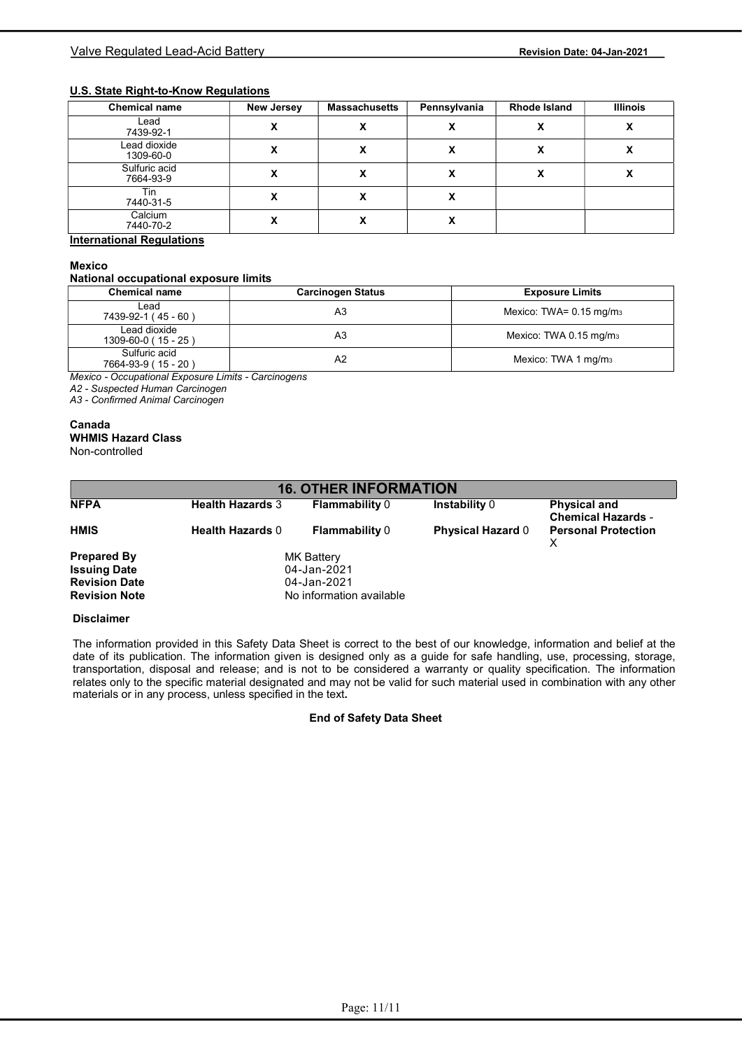### U.S. State Right-to-Know Regulations

| Chemical name | New Jersey | Massachusetts | Pennsylvania | Rhode Island | Illinois |
|---|---|---|---|---|---|
| Lead 7439-92-1 | X | X | X | X | X |
| Lead dioxide 1309-60-0 | X | X | X | X | X |
| Sulfuric acid 7664-93-9 | X | X | X | X | X |
| Tin 7440-31-5 | X | X | X | | |
| Calcium 7440-70-2 | X | X | X | | |

### International Regulations

**Mexico**

**National occupational exposure limits**

| Chemical name | Carcinogen Status | Exposure Limits |
|---|---|---|
| Lead 7439-92-1 ( 45 - 60 ) | A3 | Mexico: TWA= 0.15 mg/m3 |
| Lead dioxide 1309-60-0 ( 15 - 25 ) | A3 | Mexico: TWA 0.15 mg/m3 |
| Sulfuric acid 7664-93-9 ( 15 - 20 ) | A2 | Mexico: TWA 1 mg/m3 |

*Mexico - Occupational Exposure Limits - Carcinogens*

*A2 - Suspected Human Carcinogen*

*A3 - Confirmed Animal Carcinogen*

**Canada**

**WHMIS Hazard Class**

Non-controlled

## 16. OTHER INFORMATION

| | | | | |
|---|---|---|---|---|
| **NFPA** | **Health Hazards** 3 | **Flammability** 0 | **Instability** 0 | **Physical and Chemical Hazards** - |
| **HMIS** | **Health Hazards** 0 | **Flammability** 0 | **Physical Hazard** 0 | **Personal Protection** X |

**Prepared By** MK Battery

**Issuing Date** 04-Jan-2021

**Revision Date** 04-Jan-2021

**Revision Note** No information available

**Disclaimer**

The information provided in this Safety Data Sheet is correct to the best of our knowledge, information and belief at the date of its publication. The information given is designed only as a guide for safe handling, use, processing, storage, transportation, disposal and release; and is not to be considered a warranty or quality specification. The information relates only to the specific material designated and may not be valid for such material used in combination with any other materials or in any process, unless specified in the text**.**

**End of Safety Data Sheet**